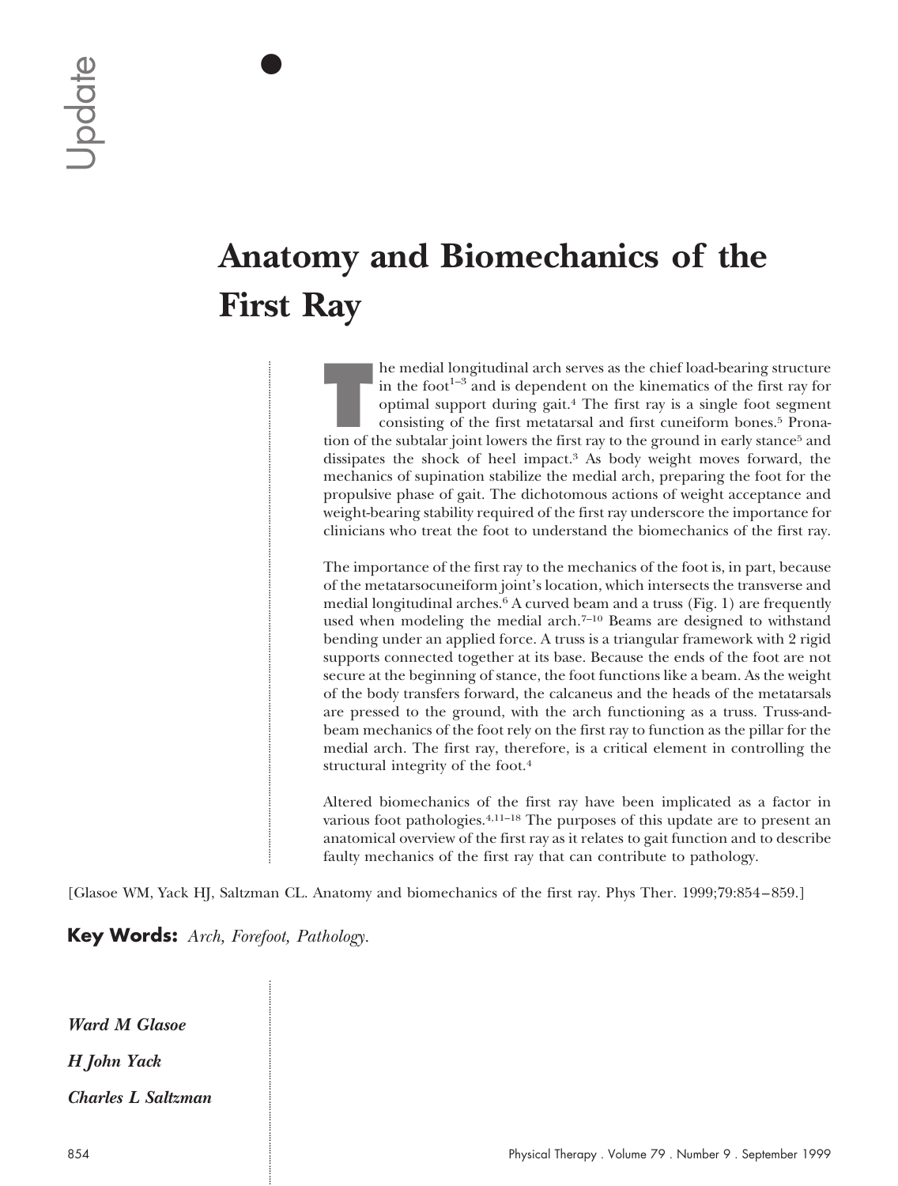Update

# Anatomy and Biomechanics of the First Ray

The medial longitudinal arch serves as the chief load-bearing structure in the foot[1–3] and is dependent on the kinematics of the first ray for optimal support during gait.[4] The first ray is a single foot segment consisting of the first metatarsal and first cuneiform bones.[5] Pronation of the subtalar joint lowers the first ray to the ground in early stance[5] and dissipates the shock of heel impact.[3] As body weight moves forward, the mechanics of supination stabilize the medial arch, preparing the foot for the propulsive phase of gait. The dichotomous actions of weight acceptance and weight-bearing stability required of the first ray underscore the importance for clinicians who treat the foot to understand the biomechanics of the first ray.

The importance of the first ray to the mechanics of the foot is, in part, because of the metatarsocuneiform joint's location, which intersects the transverse and medial longitudinal arches.[6] A curved beam and a truss (Fig. 1) are frequently used when modeling the medial arch.[7–10] Beams are designed to withstand bending under an applied force. A truss is a triangular framework with 2 rigid supports connected together at its base. Because the ends of the foot are not secure at the beginning of stance, the foot functions like a beam. As the weight of the body transfers forward, the calcaneus and the heads of the metatarsals are pressed to the ground, with the arch functioning as a truss. Truss-and-beam mechanics of the foot rely on the first ray to function as the pillar for the medial arch. The first ray, therefore, is a critical element in controlling the structural integrity of the foot.[4]

Altered biomechanics of the first ray have been implicated as a factor in various foot pathologies.[4,11–18] The purposes of this update are to present an anatomical overview of the first ray as it relates to gait function and to describe faulty mechanics of the first ray that can contribute to pathology.

[Glasoe WM, Yack HJ, Saltzman CL. Anatomy and biomechanics of the first ray. Phys Ther. 1999;79:854–859.]

**Key Words:** *Arch, Forefoot, Pathology.*

***Ward M Glasoe***

***H John Yack***

***Charles L Saltzman***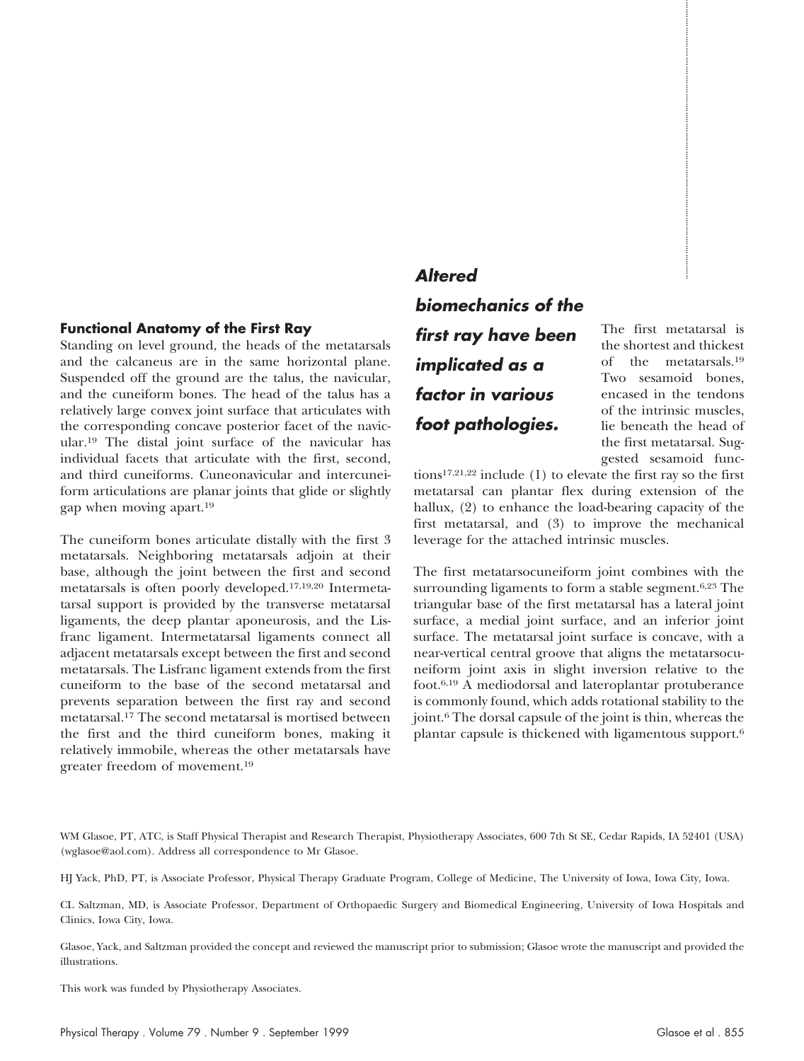## Functional Anatomy of the First Ray

Standing on level ground, the heads of the metatarsals and the calcaneus are in the same horizontal plane. Suspended off the ground are the talus, the navicular, and the cuneiform bones. The head of the talus has a relatively large convex joint surface that articulates with the corresponding concave posterior facet of the navicular.[19] The distal joint surface of the navicular has individual facets that articulate with the first, second, and third cuneiforms. Cuneonavicular and intercuneiform articulations are planar joints that glide or slightly gap when moving apart.[19]

The cuneiform bones articulate distally with the first 3 metatarsals. Neighboring metatarsals adjoin at their base, although the joint between the first and second metatarsals is often poorly developed.[17,19,20] Intermetatarsal support is provided by the transverse metatarsal ligaments, the deep plantar aponeurosis, and the Lisfranc ligament. Intermetatarsal ligaments connect all adjacent metatarsals except between the first and second metatarsals. The Lisfranc ligament extends from the first cuneiform to the base of the second metatarsal and prevents separation between the first ray and second metatarsal.[17] The second metatarsal is mortised between the first and the third cuneiform bones, making it relatively immobile, whereas the other metatarsals have greater freedom of movement.[19]

***Altered biomechanics of the first ray have been implicated as a factor in various foot pathologies.***

The first metatarsal is the shortest and thickest of the metatarsals.[19] Two sesamoid bones, encased in the tendons of the intrinsic muscles, lie beneath the head of the first metatarsal. Suggested sesamoid functions[17,21,22] include (1) to elevate the first ray so the first metatarsal can plantar flex during extension of the hallux, (2) to enhance the load-bearing capacity of the first metatarsal, and (3) to improve the mechanical leverage for the attached intrinsic muscles.

The first metatarsocuneiform joint combines with the surrounding ligaments to form a stable segment.[6,23] The triangular base of the first metatarsal has a lateral joint surface, a medial joint surface, and an inferior joint surface. The metatarsal joint surface is concave, with a near-vertical central groove that aligns the metatarsocuneiform joint axis in slight inversion relative to the foot.[6,19] A mediodorsal and lateroplantar protuberance is commonly found, which adds rotational stability to the joint.[6] The dorsal capsule of the joint is thin, whereas the plantar capsule is thickened with ligamentous support.[6]

WM Glasoe, PT, ATC, is Staff Physical Therapist and Research Therapist, Physiotherapy Associates, 600 7th St SE, Cedar Rapids, IA 52401 (USA) (wglasoe@aol.com). Address all correspondence to Mr Glasoe.

HJ Yack, PhD, PT, is Associate Professor, Physical Therapy Graduate Program, College of Medicine, The University of Iowa, Iowa City, Iowa.

CL Saltzman, MD, is Associate Professor, Department of Orthopaedic Surgery and Biomedical Engineering, University of Iowa Hospitals and Clinics, Iowa City, Iowa.

Glasoe, Yack, and Saltzman provided the concept and reviewed the manuscript prior to submission; Glasoe wrote the manuscript and provided the illustrations.

This work was funded by Physiotherapy Associates.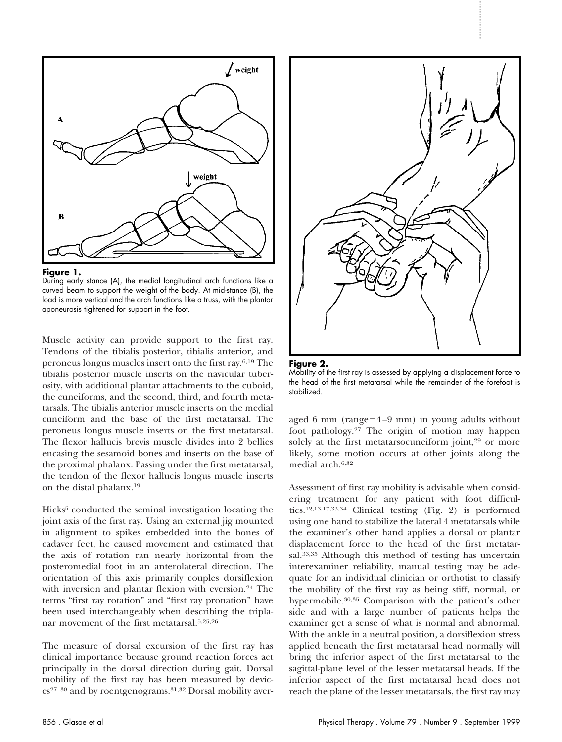**Figure 1.**
During early stance (A), the medial longitudinal arch functions like a curved beam to support the weight of the body. At mid-stance (B), the load is more vertical and the arch functions like a truss, with the plantar aponeurosis tightened for support in the foot.

Muscle activity can provide support to the first ray. Tendons of the tibialis posterior, tibialis anterior, and peroneus longus muscles insert onto the first ray.[6,19] The tibialis posterior muscle inserts on the navicular tuberosity, with additional plantar attachments to the cuboid, the cuneiforms, and the second, third, and fourth metatarsals. The tibialis anterior muscle inserts on the medial cuneiform and the base of the first metatarsal. The peroneus longus muscle inserts on the first metatarsal. The flexor hallucis brevis muscle divides into 2 bellies encasing the sesamoid bones and inserts on the base of the proximal phalanx. Passing under the first metatarsal, the tendon of the flexor hallucis longus muscle inserts on the distal phalanx.[19]

Hicks[5] conducted the seminal investigation locating the joint axis of the first ray. Using an external jig mounted in alignment to spikes embedded into the bones of cadaver feet, he caused movement and estimated that the axis of rotation ran nearly horizontal from the posteromedial foot in an anterolateral direction. The orientation of this axis primarily couples dorsiflexion with inversion and plantar flexion with eversion.[24] The terms "first ray rotation" and "first ray pronation" have been used interchangeably when describing the triplanar movement of the first metatarsal.[5,25,26]

The measure of dorsal excursion of the first ray has clinical importance because ground reaction forces act principally in the dorsal direction during gait. Dorsal mobility of the first ray has been measured by devices[27–30] and by roentgenograms.[31,32] Dorsal mobility averaged 6 mm (range=4–9 mm) in young adults without foot pathology.[27] The origin of motion may happen solely at the first metatarsocuneiform joint,[29] or more likely, some motion occurs at other joints along the medial arch.[6,32]

**Figure 2.**
Mobility of the first ray is assessed by applying a displacement force to the head of the first metatarsal while the remainder of the forefoot is stabilized.

Assessment of first ray mobility is advisable when considering treatment for any patient with foot difficulties.[12,13,17,33,34] Clinical testing (Fig. 2) is performed using one hand to stabilize the lateral 4 metatarsals while the examiner's other hand applies a dorsal or plantar displacement force to the head of the first metatarsal.[33,35] Although this method of testing has uncertain interexaminer reliability, manual testing may be adequate for an individual clinician or orthotist to classify the mobility of the first ray as being stiff, normal, or hypermobile.[30,35] Comparison with the patient's other side and with a large number of patients helps the examiner get a sense of what is normal and abnormal. With the ankle in a neutral position, a dorsiflexion stress applied beneath the first metatarsal head normally will bring the inferior aspect of the first metatarsal to the sagittal-plane level of the lesser metatarsal heads. If the inferior aspect of the first metatarsal head does not reach the plane of the lesser metatarsals, the first ray may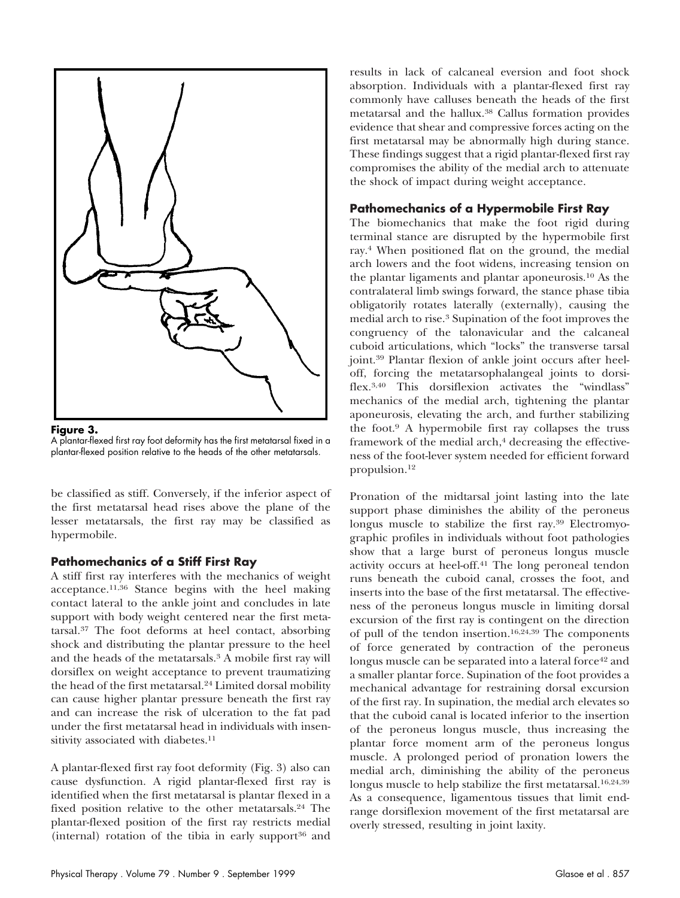**Figure 3.**
A plantar-flexed first ray foot deformity has the first metatarsal fixed in a plantar-flexed position relative to the heads of the other metatarsals.

be classified as stiff. Conversely, if the inferior aspect of the first metatarsal head rises above the plane of the lesser metatarsals, the first ray may be classified as hypermobile.

### Pathomechanics of a Stiff First Ray

A stiff first ray interferes with the mechanics of weight acceptance.[11,36] Stance begins with the heel making contact lateral to the ankle joint and concludes in late support with body weight centered near the first metatarsal.[37] The foot deforms at heel contact, absorbing shock and distributing the plantar pressure to the heel and the heads of the metatarsals.[3] A mobile first ray will dorsiflex on weight acceptance to prevent traumatizing the head of the first metatarsal.[24] Limited dorsal mobility can cause higher plantar pressure beneath the first ray and can increase the risk of ulceration to the fat pad under the first metatarsal head in individuals with insensitivity associated with diabetes.[11]

A plantar-flexed first ray foot deformity (Fig. 3) also can cause dysfunction. A rigid plantar-flexed first ray is identified when the first metatarsal is plantar flexed in a fixed position relative to the other metatarsals.[24] The plantar-flexed position of the first ray restricts medial (internal) rotation of the tibia in early support[36] and results in lack of calcaneal eversion and foot shock absorption. Individuals with a plantar-flexed first ray commonly have calluses beneath the heads of the first metatarsal and the hallux.[38] Callus formation provides evidence that shear and compressive forces acting on the first metatarsal may be abnormally high during stance. These findings suggest that a rigid plantar-flexed first ray compromises the ability of the medial arch to attenuate the shock of impact during weight acceptance.

### Pathomechanics of a Hypermobile First Ray

The biomechanics that make the foot rigid during terminal stance are disrupted by the hypermobile first ray.[4] When positioned flat on the ground, the medial arch lowers and the foot widens, increasing tension on the plantar ligaments and plantar aponeurosis.[10] As the contralateral limb swings forward, the stance phase tibia obligatorily rotates laterally (externally), causing the medial arch to rise.[3] Supination of the foot improves the congruency of the talonavicular and the calcaneal cuboid articulations, which "locks" the transverse tarsal joint.[39] Plantar flexion of ankle joint occurs after heel-off, forcing the metatarsophalangeal joints to dorsiflex.[3,40] This dorsiflexion activates the "windlass" mechanics of the medial arch, tightening the plantar aponeurosis, elevating the arch, and further stabilizing the foot.[9] A hypermobile first ray collapses the truss framework of the medial arch,[4] decreasing the effectiveness of the foot-lever system needed for efficient forward propulsion.[12]

Pronation of the midtarsal joint lasting into the late support phase diminishes the ability of the peroneus longus muscle to stabilize the first ray.[39] Electromyographic profiles in individuals without foot pathologies show that a large burst of peroneus longus muscle activity occurs at heel-off.[41] The long peroneal tendon runs beneath the cuboid canal, crosses the foot, and inserts into the base of the first metatarsal. The effectiveness of the peroneus longus muscle in limiting dorsal excursion of the first ray is contingent on the direction of pull of the tendon insertion.[16,24,39] The components of force generated by contraction of the peroneus longus muscle can be separated into a lateral force[42] and a smaller plantar force. Supination of the foot provides a mechanical advantage for restraining dorsal excursion of the first ray. In supination, the medial arch elevates so that the cuboid canal is located inferior to the insertion of the peroneus longus muscle, thus increasing the plantar force moment arm of the peroneus longus muscle. A prolonged period of pronation lowers the medial arch, diminishing the ability of the peroneus longus muscle to help stabilize the first metatarsal.[16,24,39] As a consequence, ligamentous tissues that limit end-range dorsiflexion movement of the first metatarsal are overly stressed, resulting in joint laxity.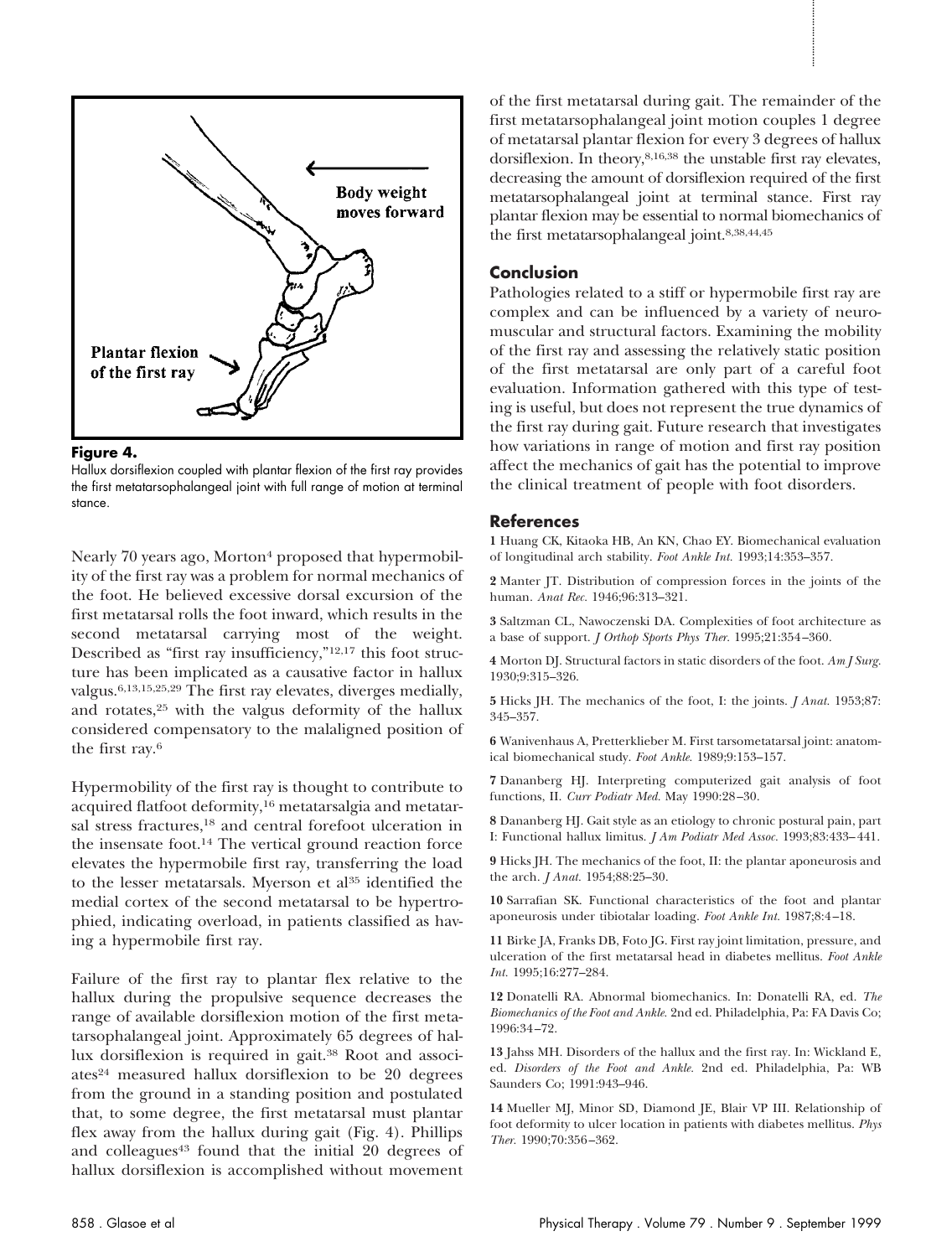Figure 4.

Hallux dorsiflexion coupled with plantar flexion of the first ray provides the first metatarsophalangeal joint with full range of motion at terminal stance.

Nearly 70 years ago, Morton[4] proposed that hypermobility of the first ray was a problem for normal mechanics of the foot. He believed excessive dorsal excursion of the first metatarsal rolls the foot inward, which results in the second metatarsal carrying most of the weight. Described as "first ray insufficiency,"[12,17] this foot structure has been implicated as a causative factor in hallux valgus.[6,13,15,25,29] The first ray elevates, diverges medially, and rotates,[25] with the valgus deformity of the hallux considered compensatory to the malaligned position of the first ray.[6]

Hypermobility of the first ray is thought to contribute to acquired flatfoot deformity,[16] metatarsalgia and metatarsal stress fractures,[18] and central forefoot ulceration in the insensate foot.[14] The vertical ground reaction force elevates the hypermobile first ray, transferring the load to the lesser metatarsals. Myerson et al[35] identified the medial cortex of the second metatarsal to be hypertrophied, indicating overload, in patients classified as having a hypermobile first ray.

Failure of the first ray to plantar flex relative to the hallux during the propulsive sequence decreases the range of available dorsiflexion motion of the first metatarsophalangeal joint. Approximately 65 degrees of hallux dorsiflexion is required in gait.[38] Root and associates[24] measured hallux dorsiflexion to be 20 degrees from the ground in a standing position and postulated that, to some degree, the first metatarsal must plantar flex away from the hallux during gait (Fig. 4). Phillips and colleagues[43] found that the initial 20 degrees of hallux dorsiflexion is accomplished without movement of the first metatarsal during gait. The remainder of the first metatarsophalangeal joint motion couples 1 degree of metatarsal plantar flexion for every 3 degrees of hallux dorsiflexion. In theory,[8,16,38] the unstable first ray elevates, decreasing the amount of dorsiflexion required of the first metatarsophalangeal joint at terminal stance. First ray plantar flexion may be essential to normal biomechanics of the first metatarsophalangeal joint.[8,38,44,45]

## Conclusion

Pathologies related to a stiff or hypermobile first ray are complex and can be influenced by a variety of neuromuscular and structural factors. Examining the mobility of the first ray and assessing the relatively static position of the first metatarsal are only part of a careful foot evaluation. Information gathered with this type of testing is useful, but does not represent the true dynamics of the first ray during gait. Future research that investigates how variations in range of motion and first ray position affect the mechanics of gait has the potential to improve the clinical treatment of people with foot disorders.

## References

**1** Huang CK, Kitaoka HB, An KN, Chao EY. Biomechanical evaluation of longitudinal arch stability. *Foot Ankle Int.* 1993;14:353–357.

**2** Manter JT. Distribution of compression forces in the joints of the human. *Anat Rec.* 1946;96:313–321.

**3** Saltzman CL, Nawoczenski DA. Complexities of foot architecture as a base of support. *J Orthop Sports Phys Ther.* 1995;21:354–360.

**4** Morton DJ. Structural factors in static disorders of the foot. *Am J Surg.* 1930;9:315–326.

**5** Hicks JH. The mechanics of the foot, I: the joints. *J Anat.* 1953;87: 345–357.

**6** Wanivenhaus A, Pretterklieber M. First tarsometatarsal joint: anatomical biomechanical study. *Foot Ankle.* 1989;9:153–157.

**7** Dananberg HJ. Interpreting computerized gait analysis of foot functions, II. *Curr Podiatr Med.* May 1990:28–30.

**8** Dananberg HJ. Gait style as an etiology to chronic postural pain, part I: Functional hallux limitus. *J Am Podiatr Med Assoc.* 1993;83:433–441.

**9** Hicks JH. The mechanics of the foot, II: the plantar aponeurosis and the arch. *J Anat.* 1954;88:25–30.

**10** Sarrafian SK. Functional characteristics of the foot and plantar aponeurosis under tibiotalar loading. *Foot Ankle Int.* 1987;8:4–18.

**11** Birke JA, Franks DB, Foto JG. First ray joint limitation, pressure, and ulceration of the first metatarsal head in diabetes mellitus. *Foot Ankle Int.* 1995;16:277–284.

**12** Donatelli RA. Abnormal biomechanics. In: Donatelli RA, ed. *The Biomechanics of the Foot and Ankle.* 2nd ed. Philadelphia, Pa: FA Davis Co; 1996:34–72.

**13** Jahss MH. Disorders of the hallux and the first ray. In: Wickland E, ed. *Disorders of the Foot and Ankle.* 2nd ed. Philadelphia, Pa: WB Saunders Co; 1991:943–946.

**14** Mueller MJ, Minor SD, Diamond JE, Blair VP III. Relationship of foot deformity to ulcer location in patients with diabetes mellitus. *Phys Ther.* 1990;70:356–362.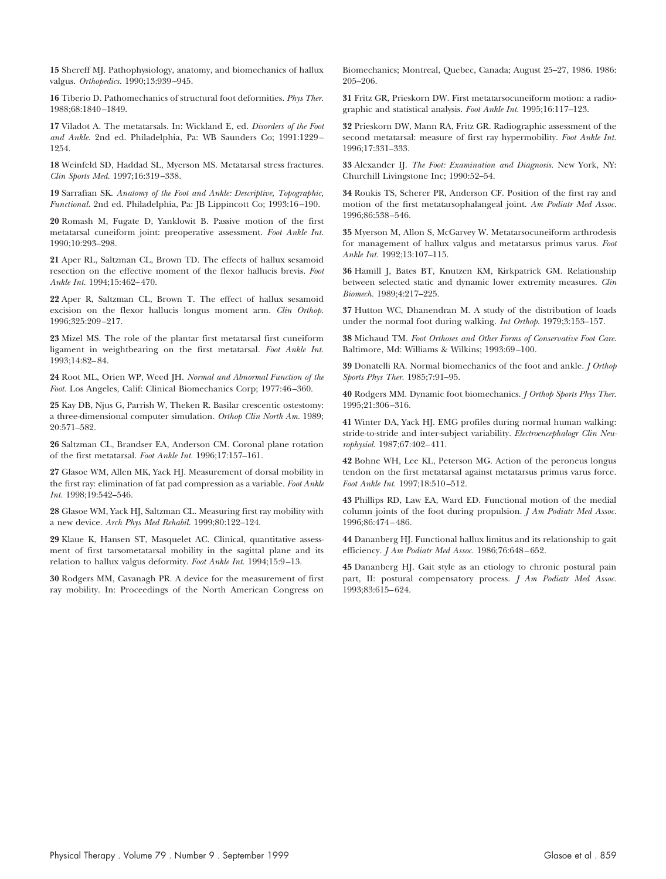**15** Shereff MJ. Pathophysiology, anatomy, and biomechanics of hallux valgus. *Orthopedics.* 1990;13:939–945.

**16** Tiberio D. Pathomechanics of structural foot deformities. *Phys Ther.* 1988;68:1840–1849.

**17** Viladot A. The metatarsals. In: Wickland E, ed. *Disorders of the Foot and Ankle.* 2nd ed. Philadelphia, Pa: WB Saunders Co; 1991:1229–1254.

**18** Weinfeld SD, Haddad SL, Myerson MS. Metatarsal stress fractures. *Clin Sports Med.* 1997;16:319–338.

**19** Sarrafian SK. *Anatomy of the Foot and Ankle: Descriptive, Topographic, Functional.* 2nd ed. Philadelphia, Pa: JB Lippincott Co; 1993:16–190.

**20** Romash M, Fugate D, Yanklowit B. Passive motion of the first metatarsal cuneiform joint: preoperative assessment. *Foot Ankle Int.* 1990;10:293–298.

**21** Aper RL, Saltzman CL, Brown TD. The effects of hallux sesamoid resection on the effective moment of the flexor hallucis brevis. *Foot Ankle Int.* 1994;15:462–470.

**22** Aper R, Saltzman CL, Brown T. The effect of hallux sesamoid excision on the flexor hallucis longus moment arm. *Clin Orthop.* 1996;325:209–217.

**23** Mizel MS. The role of the plantar first metatarsal first cuneiform ligament in weightbearing on the first metatarsal. *Foot Ankle Int.* 1993;14:82–84.

**24** Root ML, Orien WP, Weed JH. *Normal and Abnormal Function of the Foot.* Los Angeles, Calif: Clinical Biomechanics Corp; 1977:46–360.

**25** Kay DB, Njus G, Parrish W, Theken R. Basilar crescentic ostestomy: a three-dimensional computer simulation. *Orthop Clin North Am.* 1989; 20:571–582.

**26** Saltzman CL, Brandser EA, Anderson CM. Coronal plane rotation of the first metatarsal. *Foot Ankle Int.* 1996;17:157–161.

**27** Glasoe WM, Allen MK, Yack HJ. Measurement of dorsal mobility in the first ray: elimination of fat pad compression as a variable. *Foot Ankle Int.* 1998;19:542–546.

**28** Glasoe WM, Yack HJ, Saltzman CL. Measuring first ray mobility with a new device. *Arch Phys Med Rehabil.* 1999;80:122–124.

**29** Klaue K, Hansen ST, Masquelet AC. Clinical, quantitative assessment of first tarsometatarsal mobility in the sagittal plane and its relation to hallux valgus deformity. *Foot Ankle Int.* 1994;15:9–13.

**30** Rodgers MM, Cavanagh PR. A device for the measurement of first ray mobility. In: Proceedings of the North American Congress on Biomechanics; Montreal, Quebec, Canada; August 25–27, 1986. 1986: 205–206.

**31** Fritz GR, Prieskorn DW. First metatarsocuneiform motion: a radiographic and statistical analysis. *Foot Ankle Int.* 1995;16:117–123.

**32** Prieskorn DW, Mann RA, Fritz GR. Radiographic assessment of the second metatarsal: measure of first ray hypermobility. *Foot Ankle Int.* 1996;17:331–333.

**33** Alexander IJ. *The Foot: Examination and Diagnosis.* New York, NY: Churchill Livingstone Inc; 1990:52–54.

**34** Roukis TS, Scherer PR, Anderson CF. Position of the first ray and motion of the first metatarsophalangeal joint. *Am Podiatr Med Assoc.* 1996;86:538–546.

**35** Myerson M, Allon S, McGarvey W. Metatarsocuneiform arthrodesis for management of hallux valgus and metatarsus primus varus. *Foot Ankle Int.* 1992;13:107–115.

**36** Hamill J, Bates BT, Knutzen KM, Kirkpatrick GM. Relationship between selected static and dynamic lower extremity measures. *Clin Biomech.* 1989;4:217–225.

**37** Hutton WC, Dhanendran M. A study of the distribution of loads under the normal foot during walking. *Int Orthop.* 1979;3:153–157.

**38** Michaud TM. *Foot Orthoses and Other Forms of Conservative Foot Care.* Baltimore, Md: Williams & Wilkins; 1993:69–100.

**39** Donatelli RA. Normal biomechanics of the foot and ankle. *J Orthop Sports Phys Ther.* 1985;7:91–95.

**40** Rodgers MM. Dynamic foot biomechanics. *J Orthop Sports Phys Ther.* 1995;21:306–316.

**41** Winter DA, Yack HJ. EMG profiles during normal human walking: stride-to-stride and inter-subject variability. *Electroencephalogr Clin Neurophysiol.* 1987;67:402–411.

**42** Bohne WH, Lee KL, Peterson MG. Action of the peroneus longus tendon on the first metatarsal against metatarsus primus varus force. *Foot Ankle Int.* 1997;18:510–512.

**43** Phillips RD, Law EA, Ward ED. Functional motion of the medial column joints of the foot during propulsion. *J Am Podiatr Med Assoc.* 1996;86:474–486.

**44** Dananberg HJ. Functional hallux limitus and its relationship to gait efficiency. *J Am Podiatr Med Assoc.* 1986;76:648–652.

**45** Dananberg HJ. Gait style as an etiology to chronic postural pain part, II: postural compensatory process. *J Am Podiatr Med Assoc.* 1993;83:615–624.